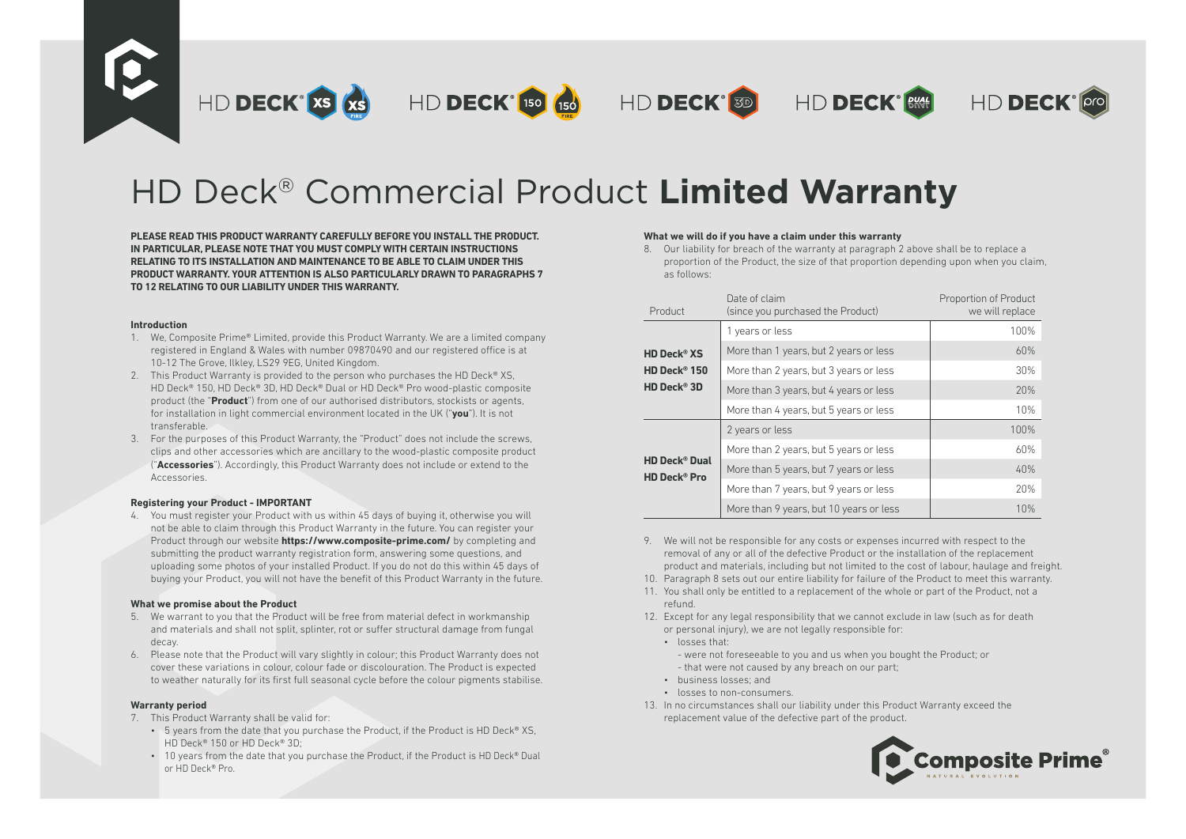HD DECK® XS | HD DECK® 150 | HD DECK® 3D | HD DECK® DUAL | HD DECK® pro

# HD Deck® Commercial Product **Limited Warranty**

**PLEASE READ THIS PRODUCT WARRANTY CAREFULLY BEFORE YOU INSTALL THE PRODUCT. IN PARTICULAR, PLEASE NOTE THAT YOU MUST COMPLY WITH CERTAIN INSTRUCTIONS RELATING TO ITS INSTALLATION AND MAINTENANCE TO BE ABLE TO CLAIM UNDER THIS PRODUCT WARRANTY. YOUR ATTENTION IS ALSO PARTICULARLY DRAWN TO PARAGRAPHS 7 TO 12 RELATING TO OUR LIABILITY UNDER THIS WARRANTY.**

### Introduction

1. We, Composite Prime® Limited, provide this Product Warranty. We are a limited company registered in England & Wales with number 09870490 and our registered office is at 10-12 The Grove, Ilkley, LS29 9EG, United Kingdom.
2. This Product Warranty is provided to the person who purchases the HD Deck® XS, HD Deck® 150, HD Deck® 3D, HD Deck® Dual or HD Deck® Pro wood-plastic composite product (the "**Product**") from one of our authorised distributors, stockists or agents, for installation in light commercial environment located in the UK ("**you**"). It is not transferable.
3. For the purposes of this Product Warranty, the "Product" does not include the screws, clips and other accessories which are ancillary to the wood-plastic composite product ("**Accessories**"). Accordingly, this Product Warranty does not include or extend to the Accessories.

### Registering your Product - IMPORTANT

4. You must register your Product with us within 45 days of buying it, otherwise you will not be able to claim through this Product Warranty in the future. You can register your Product through our website **https://www.composite-prime.com/** by completing and submitting the product warranty registration form, answering some questions, and uploading some photos of your installed Product. If you do not do this within 45 days of buying your Product, you will not have the benefit of this Product Warranty in the future.

### What we promise about the Product

5. We warrant to you that the Product will be free from material defect in workmanship and materials and shall not split, splinter, rot or suffer structural damage from fungal decay.
6. Please note that the Product will vary slightly in colour; this Product Warranty does not cover these variations in colour, colour fade or discolouration. The Product is expected to weather naturally for its first full seasonal cycle before the colour pigments stabilise.

### Warranty period

7. This Product Warranty shall be valid for:
   - 5 years from the date that you purchase the Product, if the Product is HD Deck® XS, HD Deck® 150 or HD Deck® 3D;
   - 10 years from the date that you purchase the Product, if the Product is HD Deck® Dual or HD Deck® Pro.

### What we will do if you have a claim under this warranty

8. Our liability for breach of the warranty at paragraph 2 above shall be to replace a proportion of the Product, the size of that proportion depending upon when you claim, as follows:

| Product | Date of claim (since you purchased the Product) | Proportion of Product we will replace |
|---|---|---|
| HD Deck® XS<br>HD Deck® 150<br>HD Deck® 3D | 1 years or less | 100% |
| | More than 1 years, but 2 years or less | 60% |
| | More than 2 years, but 3 years or less | 30% |
| | More than 3 years, but 4 years or less | 20% |
| | More than 4 years, but 5 years or less | 10% |
| HD Deck® Dual<br>HD Deck® Pro | 2 years or less | 100% |
| | More than 2 years, but 5 years or less | 60% |
| | More than 5 years, but 7 years or less | 40% |
| | More than 7 years, but 9 years or less | 20% |
| | More than 9 years, but 10 years or less | 10% |

9. We will not be responsible for any costs or expenses incurred with respect to the removal of any or all of the defective Product or the installation of the replacement product and materials, including but not limited to the cost of labour, haulage and freight.
10. Paragraph 8 sets out our entire liability for failure of the Product to meet this warranty.
11. You shall only be entitled to a replacement of the whole or part of the Product, not a refund.
12. Except for any legal responsibility that we cannot exclude in law (such as for death or personal injury), we are not legally responsible for:
    - losses that:
      - were not foreseeable to you and us when you bought the Product; or
      - that were not caused by any breach on our part;
    - business losses; and
    - losses to non-consumers.
13. In no circumstances shall our liability under this Product Warranty exceed the replacement value of the defective part of the product.

Composite Prime®
NATURAL EVOLUTION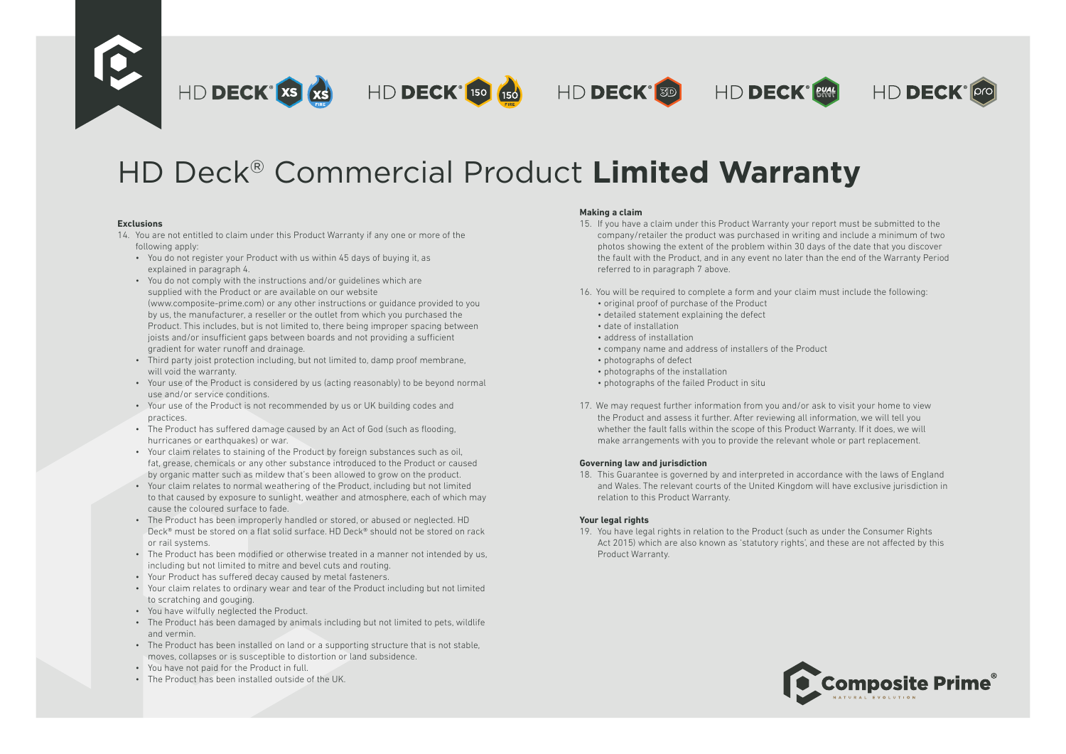# HD Deck® Commercial Product **Limited Warranty**

**Exclusions**

14. You are not entitled to claim under this Product Warranty if any one or more of the following apply:
    - You do not register your Product with us within 45 days of buying it, as explained in paragraph 4.
    - You do not comply with the instructions and/or guidelines which are supplied with the Product or are available on our website (www.composite-prime.com) or any other instructions or guidance provided to you by us, the manufacturer, a reseller or the outlet from which you purchased the Product. This includes, but is not limited to, there being improper spacing between joists and/or insufficient gaps between boards and not providing a sufficient gradient for water runoff and drainage.
    - Third party joist protection including, but not limited to, damp proof membrane, will void the warranty.
    - Your use of the Product is considered by us (acting reasonably) to be beyond normal use and/or service conditions.
    - Your use of the Product is not recommended by us or UK building codes and practices.
    - The Product has suffered damage caused by an Act of God (such as flooding, hurricanes or earthquakes) or war.
    - Your claim relates to staining of the Product by foreign substances such as oil, fat, grease, chemicals or any other substance introduced to the Product or caused by organic matter such as mildew that's been allowed to grow on the product.
    - Your claim relates to normal weathering of the Product, including but not limited to that caused by exposure to sunlight, weather and atmosphere, each of which may cause the coloured surface to fade.
    - The Product has been improperly handled or stored, or abused or neglected. HD Deck® must be stored on a flat solid surface. HD Deck® should not be stored on rack or rail systems.
    - The Product has been modified or otherwise treated in a manner not intended by us, including but not limited to mitre and bevel cuts and routing.
    - Your Product has suffered decay caused by metal fasteners.
    - Your claim relates to ordinary wear and tear of the Product including but not limited to scratching and gouging.
    - You have wilfully neglected the Product.
    - The Product has been damaged by animals including but not limited to pets, wildlife and vermin.
    - The Product has been installed on land or a supporting structure that is not stable, moves, collapses or is susceptible to distortion or land subsidence.
    - You have not paid for the Product in full.
    - The Product has been installed outside of the UK.

**Making a claim**

15. If you have a claim under this Product Warranty your report must be submitted to the company/retailer the product was purchased in writing and include a minimum of two photos showing the extent of the problem within 30 days of the date that you discover the fault with the Product, and in any event no later than the end of the Warranty Period referred to in paragraph 7 above.

16. You will be required to complete a form and your claim must include the following:
    - original proof of purchase of the Product
    - detailed statement explaining the defect
    - date of installation
    - address of installation
    - company name and address of installers of the Product
    - photographs of defect
    - photographs of the installation
    - photographs of the failed Product in situ

17. We may request further information from you and/or ask to visit your home to view the Product and assess it further. After reviewing all information, we will tell you whether the fault falls within the scope of this Product Warranty. If it does, we will make arrangements with you to provide the relevant whole or part replacement.

**Governing law and jurisdiction**

18. This Guarantee is governed by and interpreted in accordance with the laws of England and Wales. The relevant courts of the United Kingdom will have exclusive jurisdiction in relation to this Product Warranty.

**Your legal rights**

19. You have legal rights in relation to the Product (such as under the Consumer Rights Act 2015) which are also known as 'statutory rights', and these are not affected by this Product Warranty.